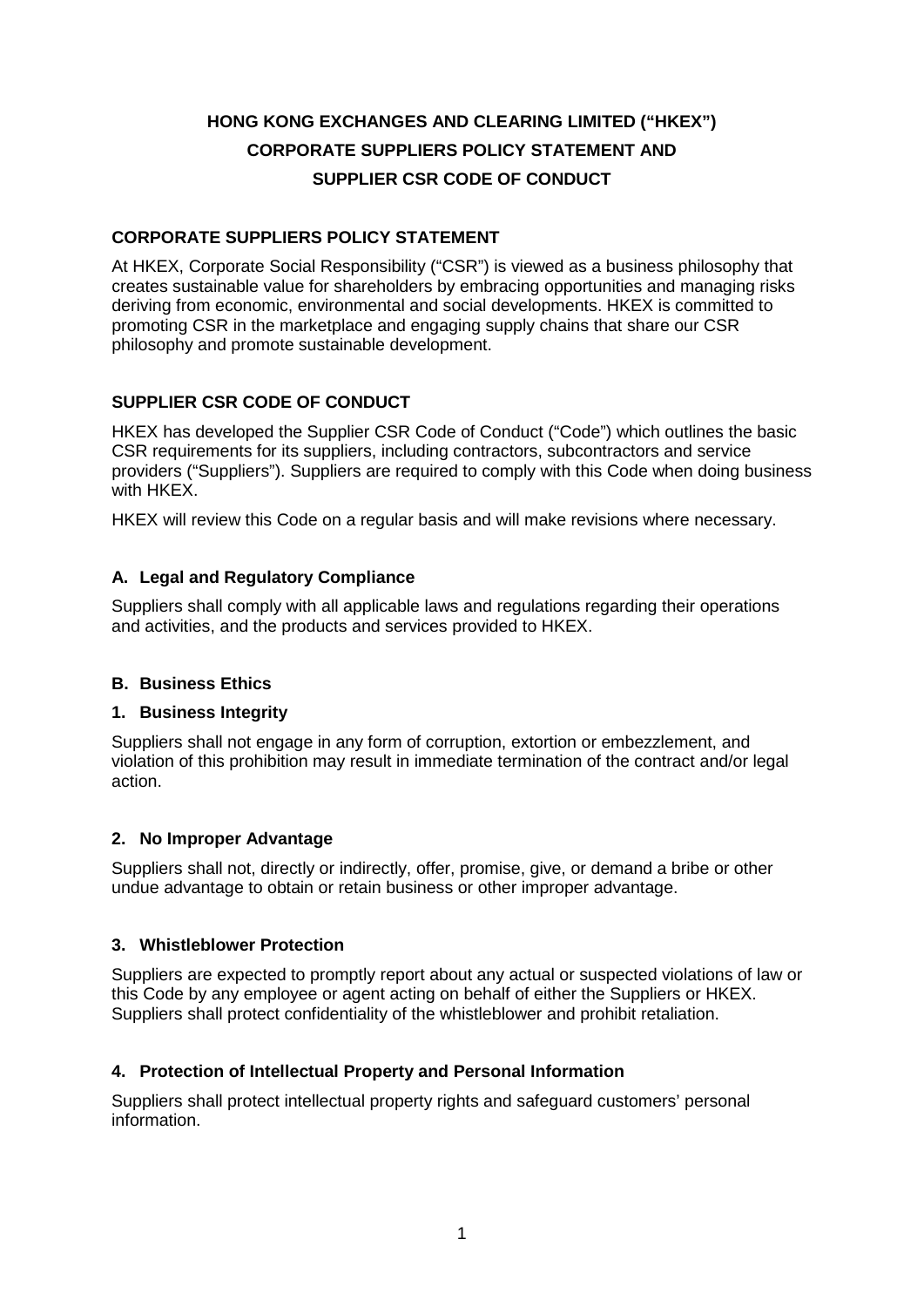# HONG KONG EXCHANGES AND CLEARING LIMITED ("HKEX")
# CORPORATE SUPPLIERS POLICY STATEMENT AND
# SUPPLIER CSR CODE OF CONDUCT

## CORPORATE SUPPLIERS POLICY STATEMENT

At HKEX, Corporate Social Responsibility ("CSR") is viewed as a business philosophy that creates sustainable value for shareholders by embracing opportunities and managing risks deriving from economic, environmental and social developments. HKEX is committed to promoting CSR in the marketplace and engaging supply chains that share our CSR philosophy and promote sustainable development.

## SUPPLIER CSR CODE OF CONDUCT

HKEX has developed the Supplier CSR Code of Conduct ("Code") which outlines the basic CSR requirements for its suppliers, including contractors, subcontractors and service providers ("Suppliers"). Suppliers are required to comply with this Code when doing business with HKEX.

HKEX will review this Code on a regular basis and will make revisions where necessary.

### A. Legal and Regulatory Compliance

Suppliers shall comply with all applicable laws and regulations regarding their operations and activities, and the products and services provided to HKEX.

### B. Business Ethics

#### 1. Business Integrity

Suppliers shall not engage in any form of corruption, extortion or embezzlement, and violation of this prohibition may result in immediate termination of the contract and/or legal action.

#### 2. No Improper Advantage

Suppliers shall not, directly or indirectly, offer, promise, give, or demand a bribe or other undue advantage to obtain or retain business or other improper advantage.

#### 3. Whistleblower Protection

Suppliers are expected to promptly report about any actual or suspected violations of law or this Code by any employee or agent acting on behalf of either the Suppliers or HKEX. Suppliers shall protect confidentiality of the whistleblower and prohibit retaliation.

#### 4. Protection of Intellectual Property and Personal Information

Suppliers shall protect intellectual property rights and safeguard customers' personal information.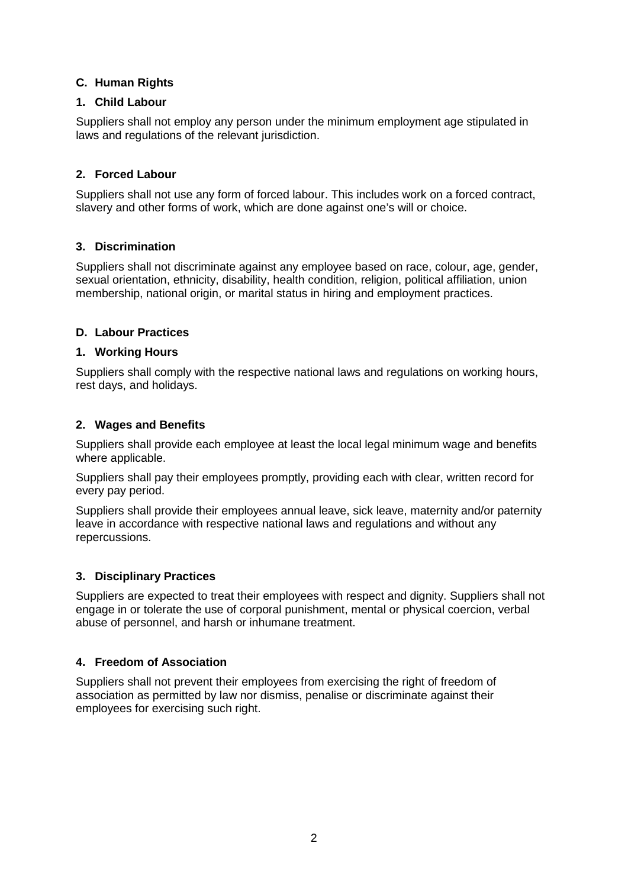## C. Human Rights

### 1. Child Labour

Suppliers shall not employ any person under the minimum employment age stipulated in laws and regulations of the relevant jurisdiction.

### 2. Forced Labour

Suppliers shall not use any form of forced labour. This includes work on a forced contract, slavery and other forms of work, which are done against one's will or choice.

### 3. Discrimination

Suppliers shall not discriminate against any employee based on race, colour, age, gender, sexual orientation, ethnicity, disability, health condition, religion, political affiliation, union membership, national origin, or marital status in hiring and employment practices.

## D. Labour Practices

### 1. Working Hours

Suppliers shall comply with the respective national laws and regulations on working hours, rest days, and holidays.

### 2. Wages and Benefits

Suppliers shall provide each employee at least the local legal minimum wage and benefits where applicable.

Suppliers shall pay their employees promptly, providing each with clear, written record for every pay period.

Suppliers shall provide their employees annual leave, sick leave, maternity and/or paternity leave in accordance with respective national laws and regulations and without any repercussions.

### 3. Disciplinary Practices

Suppliers are expected to treat their employees with respect and dignity. Suppliers shall not engage in or tolerate the use of corporal punishment, mental or physical coercion, verbal abuse of personnel, and harsh or inhumane treatment.

### 4. Freedom of Association

Suppliers shall not prevent their employees from exercising the right of freedom of association as permitted by law nor dismiss, penalise or discriminate against their employees for exercising such right.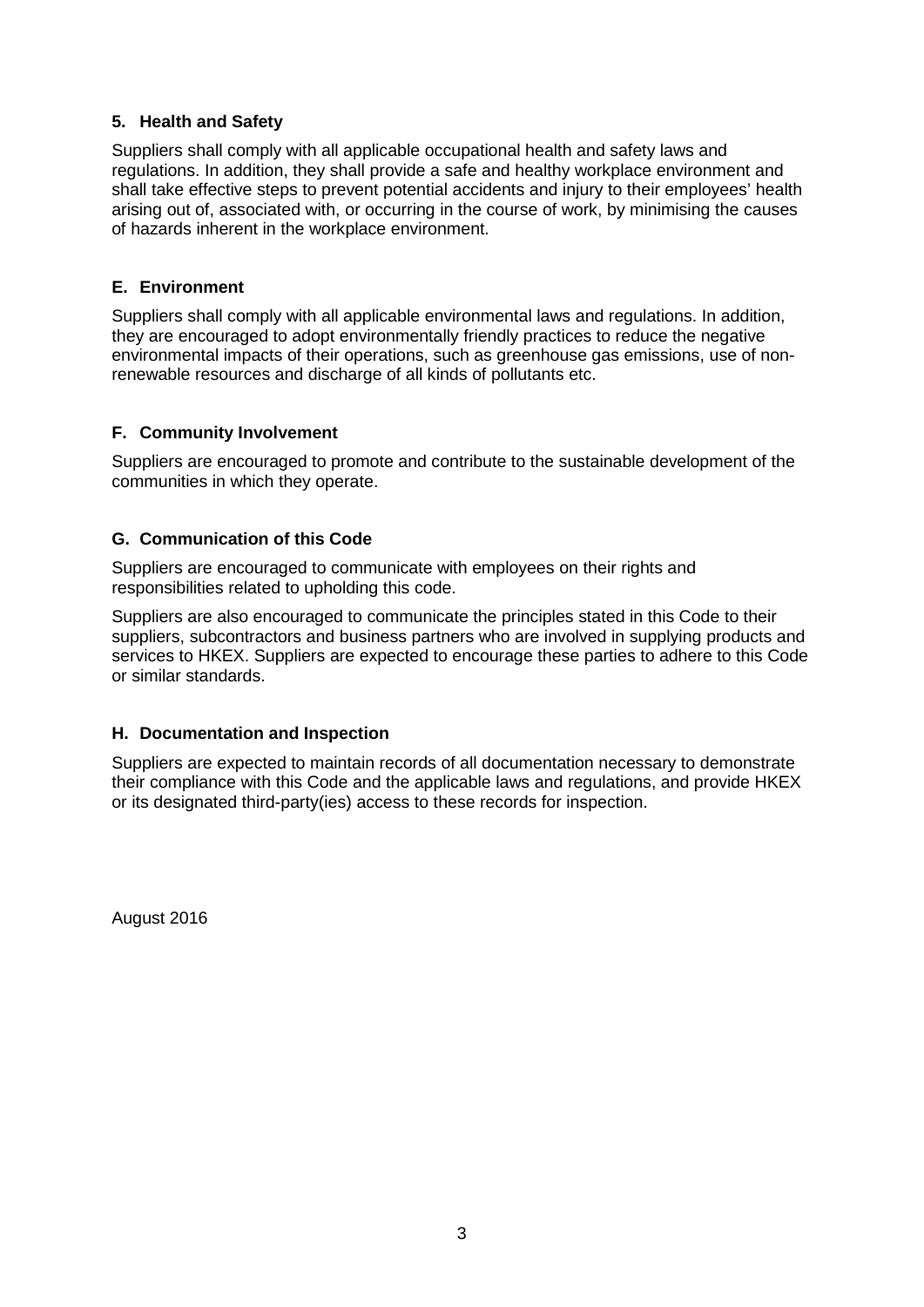### 5. Health and Safety

Suppliers shall comply with all applicable occupational health and safety laws and regulations. In addition, they shall provide a safe and healthy workplace environment and shall take effective steps to prevent potential accidents and injury to their employees' health arising out of, associated with, or occurring in the course of work, by minimising the causes of hazards inherent in the workplace environment.

## E. Environment

Suppliers shall comply with all applicable environmental laws and regulations. In addition, they are encouraged to adopt environmentally friendly practices to reduce the negative environmental impacts of their operations, such as greenhouse gas emissions, use of non-renewable resources and discharge of all kinds of pollutants etc.

## F. Community Involvement

Suppliers are encouraged to promote and contribute to the sustainable development of the communities in which they operate.

## G. Communication of this Code

Suppliers are encouraged to communicate with employees on their rights and responsibilities related to upholding this code.

Suppliers are also encouraged to communicate the principles stated in this Code to their suppliers, subcontractors and business partners who are involved in supplying products and services to HKEX. Suppliers are expected to encourage these parties to adhere to this Code or similar standards.

## H. Documentation and Inspection

Suppliers are expected to maintain records of all documentation necessary to demonstrate their compliance with this Code and the applicable laws and regulations, and provide HKEX or its designated third-party(ies) access to these records for inspection.

August 2016